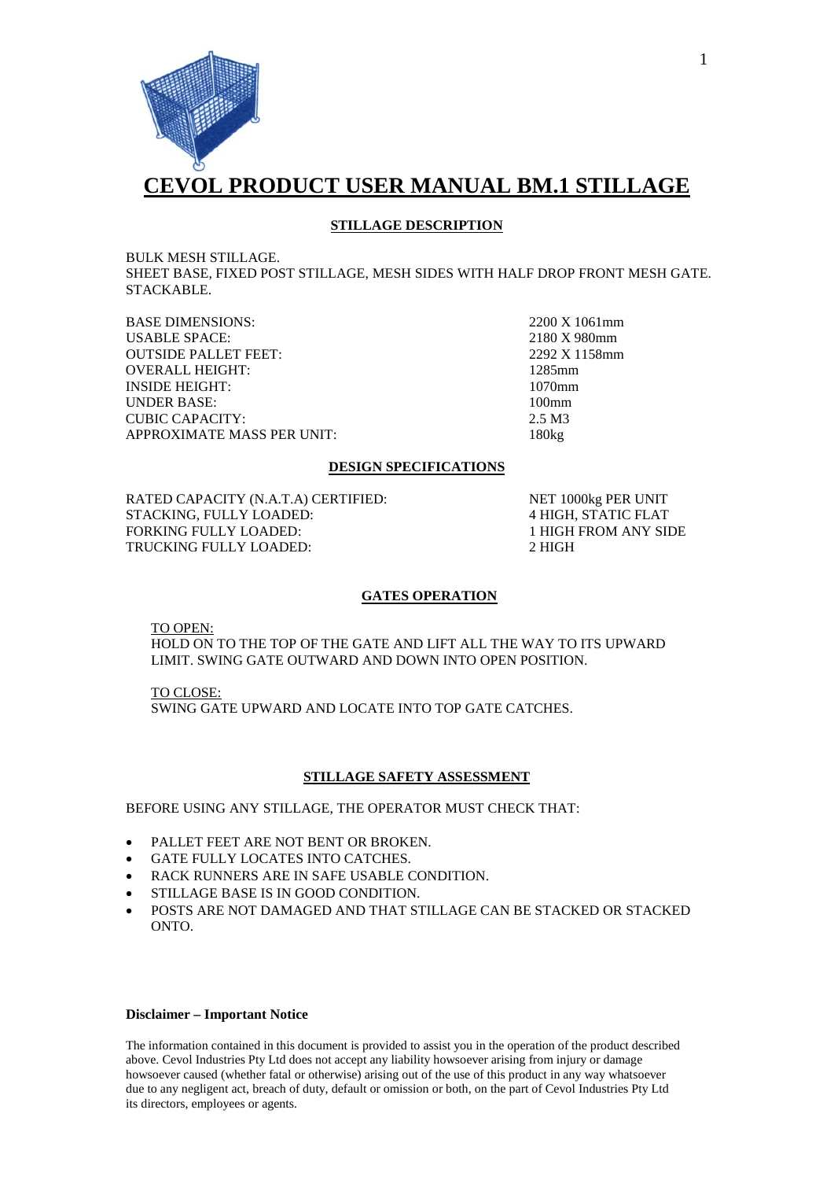# CEVOL PRODUCT USER MANUAL BM.1 STILLAGE

## STILLAGE DESCRIPTION

BULK MESH STILLAGE.
SHEET BASE, FIXED POST STILLAGE, MESH SIDES WITH HALF DROP FRONT MESH GATE.
STACKABLE.

| | |
|---|---|
| BASE DIMENSIONS: | 2200 X 1061mm |
| USABLE SPACE: | 2180 X 980mm |
| OUTSIDE PALLET FEET: | 2292 X 1158mm |
| OVERALL HEIGHT: | 1285mm |
| INSIDE HEIGHT: | 1070mm |
| UNDER BASE: | 100mm |
| CUBIC CAPACITY: | 2.5 M3 |
| APPROXIMATE MASS PER UNIT: | 180kg |

## DESIGN SPECIFICATIONS

| | |
|---|---|
| RATED CAPACITY (N.A.T.A) CERTIFIED: | NET 1000kg PER UNIT |
| STACKING, FULLY LOADED: | 4 HIGH, STATIC FLAT |
| FORKING FULLY LOADED: | 1 HIGH FROM ANY SIDE |
| TRUCKING FULLY LOADED: | 2 HIGH |

## GATES OPERATION

TO OPEN:
HOLD ON TO THE TOP OF THE GATE AND LIFT ALL THE WAY TO ITS UPWARD LIMIT. SWING GATE OUTWARD AND DOWN INTO OPEN POSITION.

TO CLOSE:
SWING GATE UPWARD AND LOCATE INTO TOP GATE CATCHES.

## STILLAGE SAFETY ASSESSMENT

BEFORE USING ANY STILLAGE, THE OPERATOR MUST CHECK THAT:

- PALLET FEET ARE NOT BENT OR BROKEN.
- GATE FULLY LOCATES INTO CATCHES.
- RACK RUNNERS ARE IN SAFE USABLE CONDITION.
- STILLAGE BASE IS IN GOOD CONDITION.
- POSTS ARE NOT DAMAGED AND THAT STILLAGE CAN BE STACKED OR STACKED ONTO.

**Disclaimer – Important Notice**

The information contained in this document is provided to assist you in the operation of the product described above. Cevol Industries Pty Ltd does not accept any liability howsoever arising from injury or damage howsoever caused (whether fatal or otherwise) arising out of the use of this product in any way whatsoever due to any negligent act, breach of duty, default or omission or both, on the part of Cevol Industries Pty Ltd its directors, employees or agents.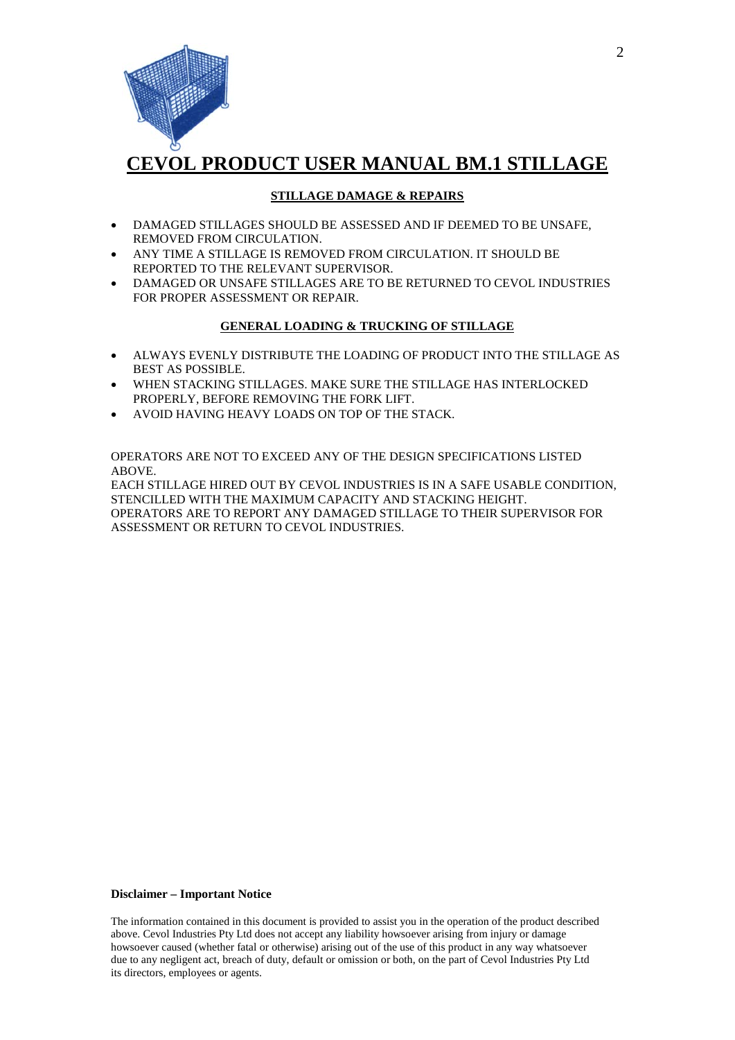# CEVOL PRODUCT USER MANUAL BM.1 STILLAGE

## STILLAGE DAMAGE & REPAIRS

- DAMAGED STILLAGES SHOULD BE ASSESSED AND IF DEEMED TO BE UNSAFE, REMOVED FROM CIRCULATION.
- ANY TIME A STILLAGE IS REMOVED FROM CIRCULATION. IT SHOULD BE REPORTED TO THE RELEVANT SUPERVISOR.
- DAMAGED OR UNSAFE STILLAGES ARE TO BE RETURNED TO CEVOL INDUSTRIES FOR PROPER ASSESSMENT OR REPAIR.

## GENERAL LOADING & TRUCKING OF STILLAGE

- ALWAYS EVENLY DISTRIBUTE THE LOADING OF PRODUCT INTO THE STILLAGE AS BEST AS POSSIBLE.
- WHEN STACKING STILLAGES. MAKE SURE THE STILLAGE HAS INTERLOCKED PROPERLY, BEFORE REMOVING THE FORK LIFT.
- AVOID HAVING HEAVY LOADS ON TOP OF THE STACK.

OPERATORS ARE NOT TO EXCEED ANY OF THE DESIGN SPECIFICATIONS LISTED ABOVE.
EACH STILLAGE HIRED OUT BY CEVOL INDUSTRIES IS IN A SAFE USABLE CONDITION, STENCILLED WITH THE MAXIMUM CAPACITY AND STACKING HEIGHT.
OPERATORS ARE TO REPORT ANY DAMAGED STILLAGE TO THEIR SUPERVISOR FOR ASSESSMENT OR RETURN TO CEVOL INDUSTRIES.

**Disclaimer – Important Notice**

The information contained in this document is provided to assist you in the operation of the product described above. Cevol Industries Pty Ltd does not accept any liability howsoever arising from injury or damage howsoever caused (whether fatal or otherwise) arising out of the use of this product in any way whatsoever due to any negligent act, breach of duty, default or omission or both, on the part of Cevol Industries Pty Ltd its directors, employees or agents.